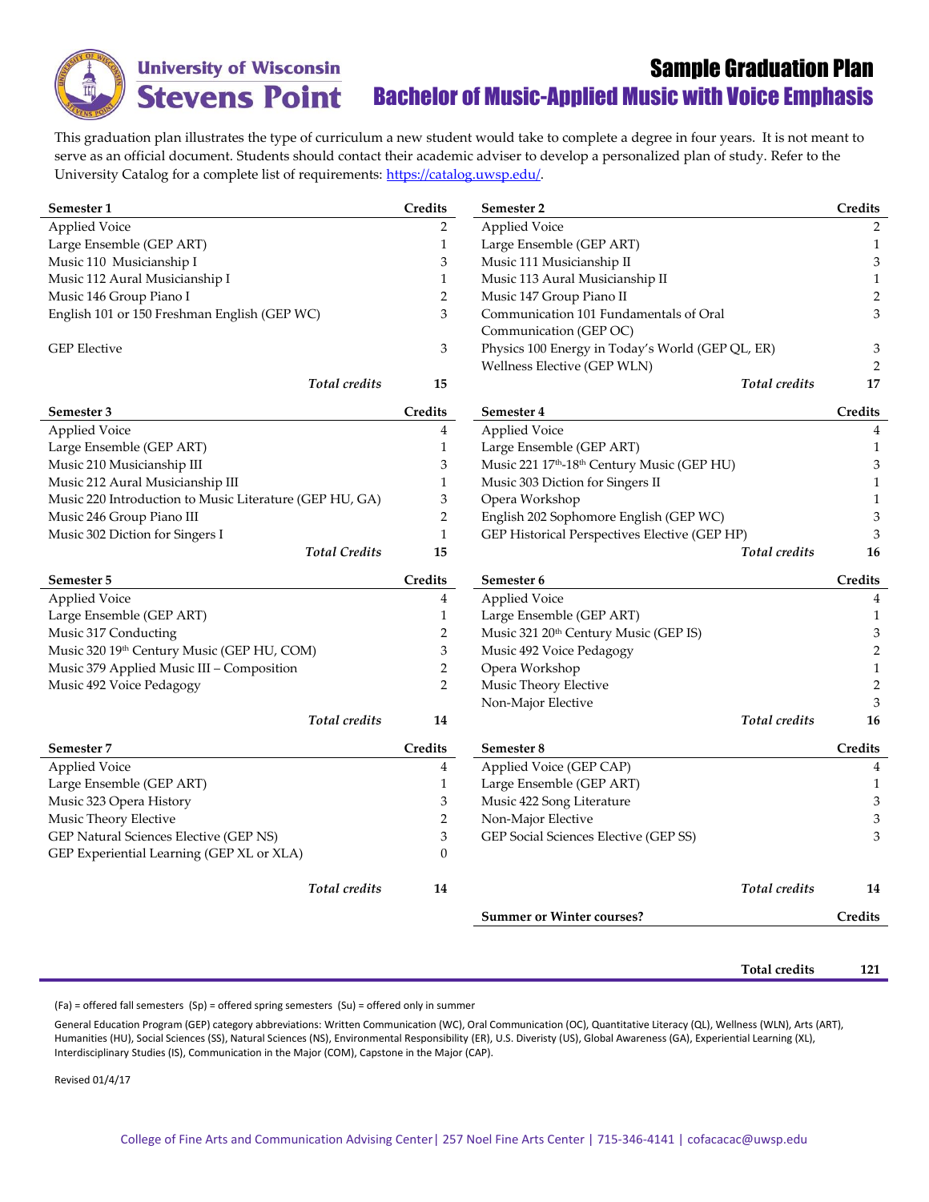University of Wisconsin Stevens Point

# Sample Graduation Plan

## Bachelor of Music-Applied Music with Voice Emphasis

This graduation plan illustrates the type of curriculum a new student would take to complete a degree in four years. It is not meant to serve as an official document. Students should contact their academic adviser to develop a personalized plan of study. Refer to the University Catalog for a complete list of requirements: https://catalog.uwsp.edu/.

| Semester 1 | Credits |
|---|---|
| Applied Voice | 2 |
| Large Ensemble (GEP ART) | 1 |
| Music 110 Musicianship I | 3 |
| Music 112 Aural Musicianship I | 1 |
| Music 146 Group Piano I | 2 |
| English 101 or 150 Freshman English (GEP WC) | 3 |
| GEP Elective | 3 |
| *Total credits* | **15** |

| Semester 2 | Credits |
|---|---|
| Applied Voice | 2 |
| Large Ensemble (GEP ART) | 1 |
| Music 111 Musicianship II | 3 |
| Music 113 Aural Musicianship II | 1 |
| Music 147 Group Piano II | 2 |
| Communication 101 Fundamentals of Oral Communication (GEP OC) | 3 |
| Physics 100 Energy in Today's World (GEP QL, ER) | 3 |
| Wellness Elective (GEP WLN) | 2 |
| *Total credits* | **17** |

| Semester 3 | Credits |
|---|---|
| Applied Voice | 4 |
| Large Ensemble (GEP ART) | 1 |
| Music 210 Musicianship III | 3 |
| Music 212 Aural Musicianship III | 1 |
| Music 220 Introduction to Music Literature (GEP HU, GA) | 3 |
| Music 246 Group Piano III | 2 |
| Music 302 Diction for Singers I | 1 |
| *Total Credits* | **15** |

| Semester 4 | Credits |
|---|---|
| Applied Voice | 4 |
| Large Ensemble (GEP ART) | 1 |
| Music 221 17th-18th Century Music (GEP HU) | 3 |
| Music 303 Diction for Singers II | 1 |
| Opera Workshop | 1 |
| English 202 Sophomore English (GEP WC) | 3 |
| GEP Historical Perspectives Elective (GEP HP) | 3 |
| *Total credits* | **16** |

| Semester 5 | Credits |
|---|---|
| Applied Voice | 4 |
| Large Ensemble (GEP ART) | 1 |
| Music 317 Conducting | 2 |
| Music 320 19th Century Music (GEP HU, COM) | 3 |
| Music 379 Applied Music III – Composition | 2 |
| Music 492 Voice Pedagogy | 2 |
| *Total credits* | **14** |

| Semester 6 | Credits |
|---|---|
| Applied Voice | 4 |
| Large Ensemble (GEP ART) | 1 |
| Music 321 20th Century Music (GEP IS) | 3 |
| Music 492 Voice Pedagogy | 2 |
| Opera Workshop | 1 |
| Music Theory Elective | 2 |
| Non-Major Elective | 3 |
| *Total credits* | **16** |

| Semester 7 | Credits |
|---|---|
| Applied Voice | 4 |
| Large Ensemble (GEP ART) | 1 |
| Music 323 Opera History | 3 |
| Music Theory Elective | 2 |
| GEP Natural Sciences Elective (GEP NS) | 3 |
| GEP Experiential Learning (GEP XL or XLA) | 0 |
| *Total credits* | **14** |

| Semester 8 | Credits |
|---|---|
| Applied Voice (GEP CAP) | 4 |
| Large Ensemble (GEP ART) | 1 |
| Music 422 Song Literature | 3 |
| Non-Major Elective | 3 |
| GEP Social Sciences Elective (GEP SS) | 3 |
| *Total credits* | **14** |

| Summer or Winter courses? | Credits |
|---|---|
| | |

**Total credits 121**

(Fa) = offered fall semesters (Sp) = offered spring semesters (Su) = offered only in summer

General Education Program (GEP) category abbreviations: Written Communication (WC), Oral Communication (OC), Quantitative Literacy (QL), Wellness (WLN), Arts (ART), Humanities (HU), Social Sciences (SS), Natural Sciences (NS), Environmental Responsibility (ER), U.S. Diveristy (US), Global Awareness (GA), Experiential Learning (XL), Interdisciplinary Studies (IS), Communication in the Major (COM), Capstone in the Major (CAP).

Revised 01/4/17

College of Fine Arts and Communication Advising Center | 257 Noel Fine Arts Center | 715-346-4141 | cofacacac@uwsp.edu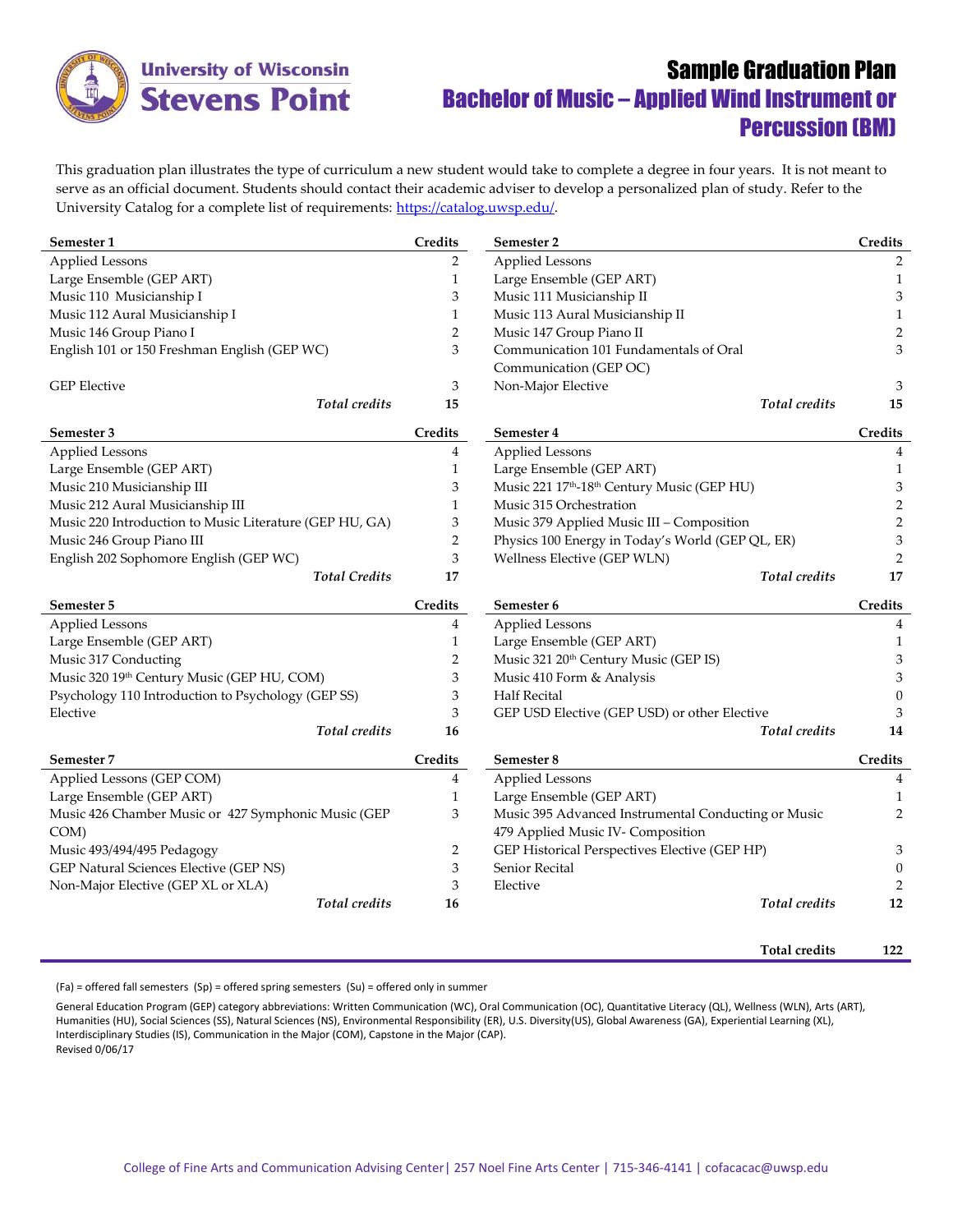# Sample Graduation Plan
## Bachelor of Music – Applied Wind Instrument or Percussion (BM)

University of Wisconsin Stevens Point

This graduation plan illustrates the type of curriculum a new student would take to complete a degree in four years. It is not meant to serve as an official document. Students should contact their academic adviser to develop a personalized plan of study. Refer to the University Catalog for a complete list of requirements: https://catalog.uwsp.edu/.

| Semester 1 | Credits |
|---|---|
| Applied Lessons | 2 |
| Large Ensemble (GEP ART) | 1 |
| Music 110 Musicianship I | 3 |
| Music 112 Aural Musicianship I | 1 |
| Music 146 Group Piano I | 2 |
| English 101 or 150 Freshman English (GEP WC) | 3 |
| GEP Elective | 3 |
| *Total credits* | **15** |

| Semester 2 | Credits |
|---|---|
| Applied Lessons | 2 |
| Large Ensemble (GEP ART) | 1 |
| Music 111 Musicianship II | 3 |
| Music 113 Aural Musicianship II | 1 |
| Music 147 Group Piano II | 2 |
| Communication 101 Fundamentals of Oral Communication (GEP OC) | 3 |
| Non-Major Elective | 3 |
| *Total credits* | **15** |

| Semester 3 | Credits |
|---|---|
| Applied Lessons | 4 |
| Large Ensemble (GEP ART) | 1 |
| Music 210 Musicianship III | 3 |
| Music 212 Aural Musicianship III | 1 |
| Music 220 Introduction to Music Literature (GEP HU, GA) | 3 |
| Music 246 Group Piano III | 2 |
| English 202 Sophomore English (GEP WC) | 3 |
| *Total Credits* | **17** |

| Semester 4 | Credits |
|---|---|
| Applied Lessons | 4 |
| Large Ensemble (GEP ART) | 1 |
| Music 221 17th-18th Century Music (GEP HU) | 3 |
| Music 315 Orchestration | 2 |
| Music 379 Applied Music III – Composition | 2 |
| Physics 100 Energy in Today's World (GEP QL, ER) | 3 |
| Wellness Elective (GEP WLN) | 2 |
| *Total credits* | **17** |

| Semester 5 | Credits |
|---|---|
| Applied Lessons | 4 |
| Large Ensemble (GEP ART) | 1 |
| Music 317 Conducting | 2 |
| Music 320 19th Century Music (GEP HU, COM) | 3 |
| Psychology 110 Introduction to Psychology (GEP SS) | 3 |
| Elective | 3 |
| *Total credits* | **16** |

| Semester 6 | Credits |
|---|---|
| Applied Lessons | 4 |
| Large Ensemble (GEP ART) | 1 |
| Music 321 20th Century Music (GEP IS) | 3 |
| Music 410 Form & Analysis | 3 |
| Half Recital | 0 |
| GEP USD Elective (GEP USD) or other Elective | 3 |
| *Total credits* | **14** |

| Semester 7 | Credits |
|---|---|
| Applied Lessons (GEP COM) | 4 |
| Large Ensemble (GEP ART) | 1 |
| Music 426 Chamber Music or 427 Symphonic Music (GEP COM) | 3 |
| Music 493/494/495 Pedagogy | 2 |
| GEP Natural Sciences Elective (GEP NS) | 3 |
| Non-Major Elective (GEP XL or XLA) | 3 |
| *Total credits* | **16** |

| Semester 8 | Credits |
|---|---|
| Applied Lessons | 4 |
| Large Ensemble (GEP ART) | 1 |
| Music 395 Advanced Instrumental Conducting or Music 479 Applied Music IV- Composition | 2 |
| GEP Historical Perspectives Elective (GEP HP) | 3 |
| Senior Recital | 0 |
| Elective | 2 |
| *Total credits* | **12** |

**Total credits 122**

(Fa) = offered fall semesters (Sp) = offered spring semesters (Su) = offered only in summer

General Education Program (GEP) category abbreviations: Written Communication (WC), Oral Communication (OC), Quantitative Literacy (QL), Wellness (WLN), Arts (ART), Humanities (HU), Social Sciences (SS), Natural Sciences (NS), Environmental Responsibility (ER), U.S. Diversity(US), Global Awareness (GA), Experiential Learning (XL), Interdisciplinary Studies (IS), Communication in the Major (COM), Capstone in the Major (CAP).

Revised 0/06/17

College of Fine Arts and Communication Advising Center | 257 Noel Fine Arts Center | 715-346-4141 | cofacac@uwsp.edu